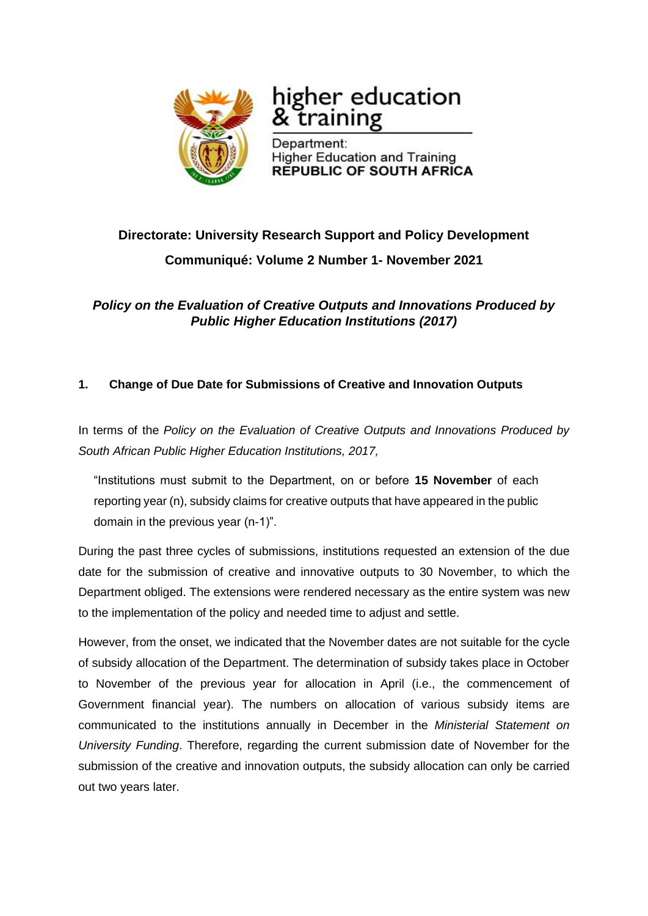higher education & training

Department:
Higher Education and Training
**REPUBLIC OF SOUTH AFRICA**

## Directorate: University Research Support and Policy Development

## Communiqué: Volume 2 Number 1- November 2021

***Policy on the Evaluation of Creative Outputs and Innovations Produced by Public Higher Education Institutions (2017)***

### 1. Change of Due Date for Submissions of Creative and Innovation Outputs

In terms of the *Policy on the Evaluation of Creative Outputs and Innovations Produced by South African Public Higher Education Institutions, 2017,*

> "Institutions must submit to the Department, on or before **15 November** of each reporting year (n), subsidy claims for creative outputs that have appeared in the public domain in the previous year (n-1)".

During the past three cycles of submissions, institutions requested an extension of the due date for the submission of creative and innovative outputs to 30 November, to which the Department obliged. The extensions were rendered necessary as the entire system was new to the implementation of the policy and needed time to adjust and settle.

However, from the onset, we indicated that the November dates are not suitable for the cycle of subsidy allocation of the Department. The determination of subsidy takes place in October to November of the previous year for allocation in April (i.e., the commencement of Government financial year). The numbers on allocation of various subsidy items are communicated to the institutions annually in December in the *Ministerial Statement on University Funding*. Therefore, regarding the current submission date of November for the submission of the creative and innovation outputs, the subsidy allocation can only be carried out two years later.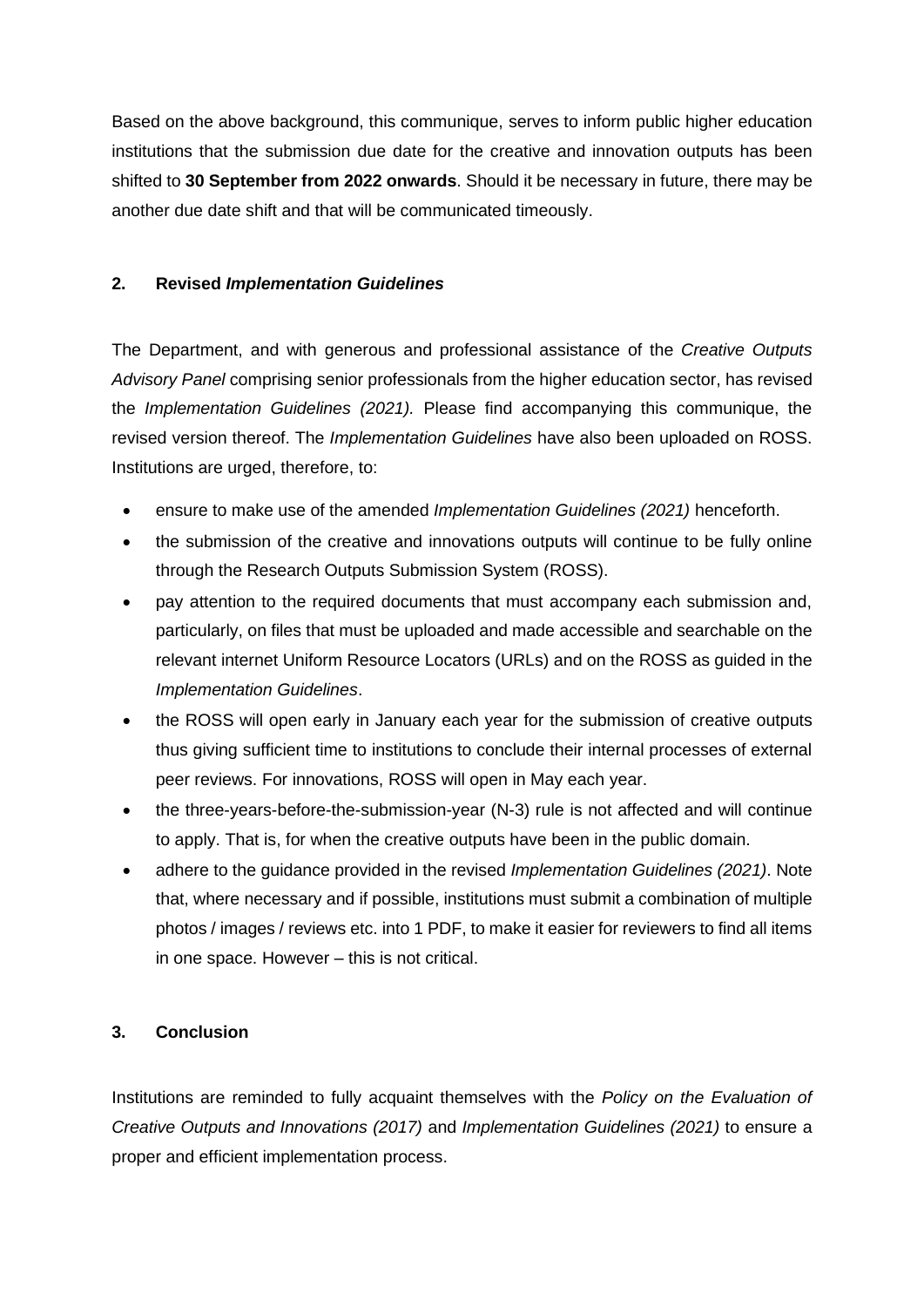Based on the above background, this communique, serves to inform public higher education institutions that the submission due date for the creative and innovation outputs has been shifted to **30 September from 2022 onwards**. Should it be necessary in future, there may be another due date shift and that will be communicated timeously.

## 2. Revised *Implementation Guidelines*

The Department, and with generous and professional assistance of the *Creative Outputs Advisory Panel* comprising senior professionals from the higher education sector, has revised the *Implementation Guidelines (2021).* Please find accompanying this communique, the revised version thereof. The *Implementation Guidelines* have also been uploaded on ROSS. Institutions are urged, therefore, to:

- ensure to make use of the amended *Implementation Guidelines (2021)* henceforth.
- the submission of the creative and innovations outputs will continue to be fully online through the Research Outputs Submission System (ROSS).
- pay attention to the required documents that must accompany each submission and, particularly, on files that must be uploaded and made accessible and searchable on the relevant internet Uniform Resource Locators (URLs) and on the ROSS as guided in the *Implementation Guidelines*.
- the ROSS will open early in January each year for the submission of creative outputs thus giving sufficient time to institutions to conclude their internal processes of external peer reviews. For innovations, ROSS will open in May each year.
- the three-years-before-the-submission-year (N-3) rule is not affected and will continue to apply. That is, for when the creative outputs have been in the public domain.
- adhere to the guidance provided in the revised *Implementation Guidelines (2021)*. Note that, where necessary and if possible, institutions must submit a combination of multiple photos / images / reviews etc. into 1 PDF, to make it easier for reviewers to find all items in one space. However – this is not critical.

## 3. Conclusion

Institutions are reminded to fully acquaint themselves with the *Policy on the Evaluation of Creative Outputs and Innovations (2017)* and *Implementation Guidelines (2021)* to ensure a proper and efficient implementation process.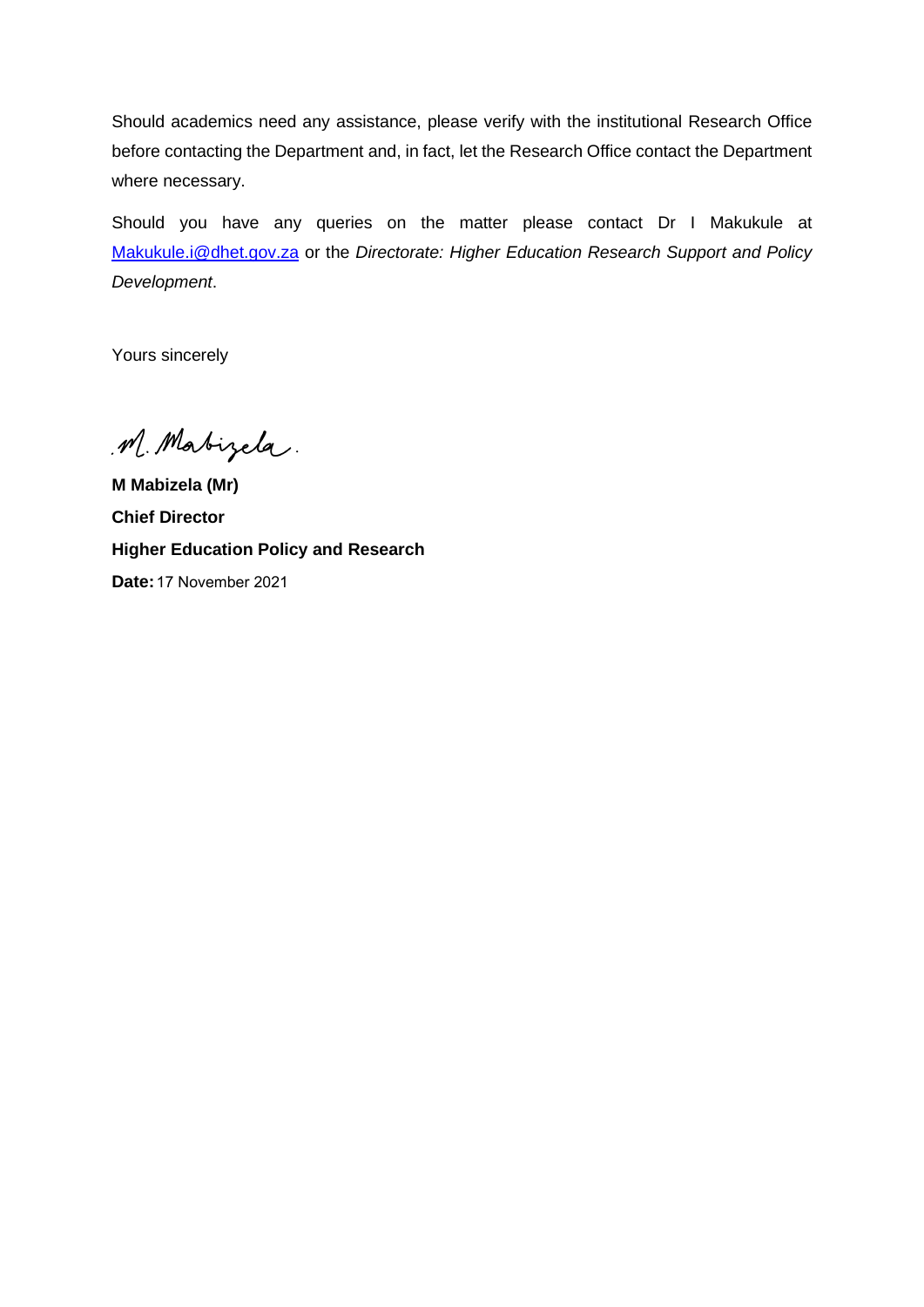Should academics need any assistance, please verify with the institutional Research Office before contacting the Department and, in fact, let the Research Office contact the Department where necessary.

Should you have any queries on the matter please contact Dr I Makukule at Makukule.i@dhet.gov.za or the *Directorate: Higher Education Research Support and Policy Development*.

Yours sincerely

M. Mabizela.

**M Mabizela (Mr)**
**Chief Director**
**Higher Education Policy and Research**
**Date:** 17 November 2021